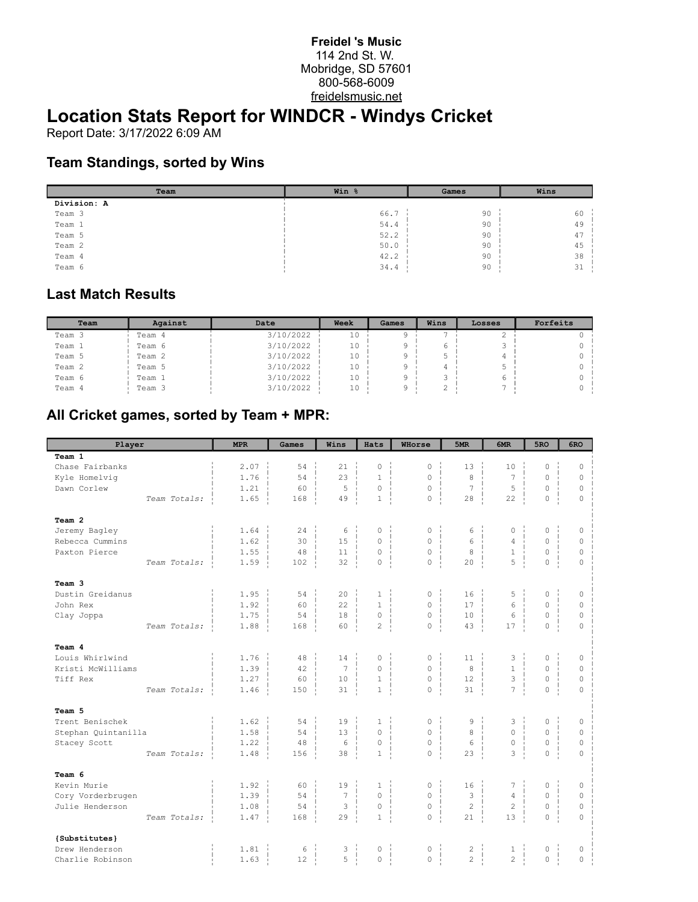**Freidel 's Music**
114 2nd St. W.
Mobridge, SD 57601
800-568-6009
freidelsmusic.net

# Location Stats Report for WINDCR - Windys Cricket

Report Date: 3/17/2022 6:09 AM

## Team Standings, sorted by Wins

| Team | Win % | Games | Wins |
|---|---|---|---|
| **Division: A** | | | |
| Team 3 | 66.7 | 90 | 60 |
| Team 1 | 54.4 | 90 | 49 |
| Team 5 | 52.2 | 90 | 47 |
| Team 2 | 50.0 | 90 | 45 |
| Team 4 | 42.2 | 90 | 38 |
| Team 6 | 34.4 | 90 | 31 |

## Last Match Results

| Team | Against | Date | Week | Games | Wins | Losses | Forfeits |
|---|---|---|---|---|---|---|---|
| Team 3 | Team 4 | 3/10/2022 | 10 | 9 | 7 | 2 | 0 |
| Team 1 | Team 6 | 3/10/2022 | 10 | 9 | 6 | 3 | 0 |
| Team 5 | Team 2 | 3/10/2022 | 10 | 9 | 5 | 4 | 0 |
| Team 2 | Team 5 | 3/10/2022 | 10 | 9 | 4 | 5 | 0 |
| Team 6 | Team 1 | 3/10/2022 | 10 | 9 | 3 | 6 | 0 |
| Team 4 | Team 3 | 3/10/2022 | 10 | 9 | 2 | 7 | 0 |

## All Cricket games, sorted by Team + MPR:

| Player | MPR | Games | Wins | Hats | WHorse | 5MR | 6MR | 5RO | 6RO |
|---|---|---|---|---|---|---|---|---|---|
| **Team 1** | | | | | | | | | |
| Chase Fairbanks | 2.07 | 54 | 21 | 0 | 0 | 13 | 10 | 0 | 0 |
| Kyle Homelvig | 1.76 | 54 | 23 | 1 | 0 | 8 | 7 | 0 | 0 |
| Dawn Corlew | 1.21 | 60 | 5 | 0 | 0 | 7 | 5 | 0 | 0 |
| *Team Totals:* | 1.65 | 168 | 49 | 1 | 0 | 28 | 22 | 0 | 0 |
| **Team 2** | | | | | | | | | |
| Jeremy Bagley | 1.64 | 24 | 6 | 0 | 0 | 6 | 0 | 0 | 0 |
| Rebecca Cummins | 1.62 | 30 | 15 | 0 | 0 | 6 | 4 | 0 | 0 |
| Paxton Pierce | 1.55 | 48 | 11 | 0 | 0 | 8 | 1 | 0 | 0 |
| *Team Totals:* | 1.59 | 102 | 32 | 0 | 0 | 20 | 5 | 0 | 0 |
| **Team 3** | | | | | | | | | |
| Dustin Greidanus | 1.95 | 54 | 20 | 1 | 0 | 16 | 5 | 0 | 0 |
| John Rex | 1.92 | 60 | 22 | 1 | 0 | 17 | 6 | 0 | 0 |
| Clay Joppa | 1.75 | 54 | 18 | 0 | 0 | 10 | 6 | 0 | 0 |
| *Team Totals:* | 1.88 | 168 | 60 | 2 | 0 | 43 | 17 | 0 | 0 |
| **Team 4** | | | | | | | | | |
| Louis Whirlwind | 1.76 | 48 | 14 | 0 | 0 | 11 | 3 | 0 | 0 |
| Kristi McWilliams | 1.39 | 42 | 7 | 0 | 0 | 8 | 1 | 0 | 0 |
| Tiff Rex | 1.27 | 60 | 10 | 1 | 0 | 12 | 3 | 0 | 0 |
| *Team Totals:* | 1.46 | 150 | 31 | 1 | 0 | 31 | 7 | 0 | 0 |
| **Team 5** | | | | | | | | | |
| Trent Benischek | 1.62 | 54 | 19 | 1 | 0 | 9 | 3 | 0 | 0 |
| Stephan Quintanilla | 1.58 | 54 | 13 | 0 | 0 | 8 | 0 | 0 | 0 |
| Stacey Scott | 1.22 | 48 | 6 | 0 | 0 | 6 | 0 | 0 | 0 |
| *Team Totals:* | 1.48 | 156 | 38 | 1 | 0 | 23 | 3 | 0 | 0 |
| **Team 6** | | | | | | | | | |
| Kevin Murie | 1.92 | 60 | 19 | 1 | 0 | 16 | 7 | 0 | 0 |
| Cory Vorderbrugen | 1.39 | 54 | 7 | 0 | 0 | 3 | 4 | 0 | 0 |
| Julie Henderson | 1.08 | 54 | 3 | 0 | 0 | 2 | 2 | 0 | 0 |
| *Team Totals:* | 1.47 | 168 | 29 | 1 | 0 | 21 | 13 | 0 | 0 |
| **{Substitutes}** | | | | | | | | | |
| Drew Henderson | 1.81 | 6 | 3 | 0 | 0 | 2 | 1 | 0 | 0 |
| Charlie Robinson | 1.63 | 12 | 5 | 0 | 0 | 2 | 2 | 0 | 0 |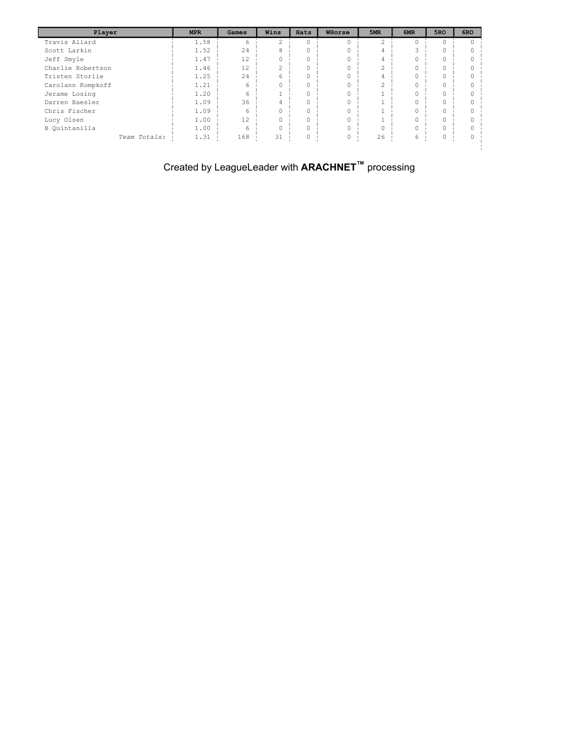| Player | MPR | Games | Wins | Hats | WHorse | 5MR | 6MR | 5RO | 6RO |
|---|---|---|---|---|---|---|---|---|---|
| Travis Allard | 1.58 | 6 | 2 | 0 | 0 | 2 | 0 | 0 | 0 |
| Scott Larkin | 1.52 | 24 | 8 | 0 | 0 | 4 | 3 | 0 | 0 |
| Jeff Smyle | 1.47 | 12 | 0 | 0 | 0 | 4 | 0 | 0 | 0 |
| Charlie Robertson | 1.46 | 12 | 2 | 0 | 0 | 2 | 0 | 0 | 0 |
| Tristen Storlie | 1.25 | 24 | 6 | 0 | 0 | 4 | 0 | 0 | 0 |
| Carolann Kompkoff | 1.21 | 6 | 0 | 0 | 0 | 2 | 0 | 0 | 0 |
| Jerame Losing | 1.20 | 6 | 1 | 0 | 0 | 1 | 0 | 0 | 0 |
| Darren Baesler | 1.09 | 36 | 4 | 0 | 0 | 1 | 0 | 0 | 0 |
| Chris Fischer | 1.09 | 6 | 0 | 0 | 0 | 1 | 0 | 0 | 0 |
| Lucy Olsen | 1.00 | 12 | 0 | 0 | 0 | 1 | 0 | 0 | 0 |
| B Quintanilla | 1.00 | 6 | 0 | 0 | 0 | 0 | 0 | 0 | 0 |
| *Team Totals:* | 1.31 | 168 | 31 | 0 | 0 | 26 | 6 | 0 | 0 |

Created by LeagueLeader with **ARACHNET™** processing